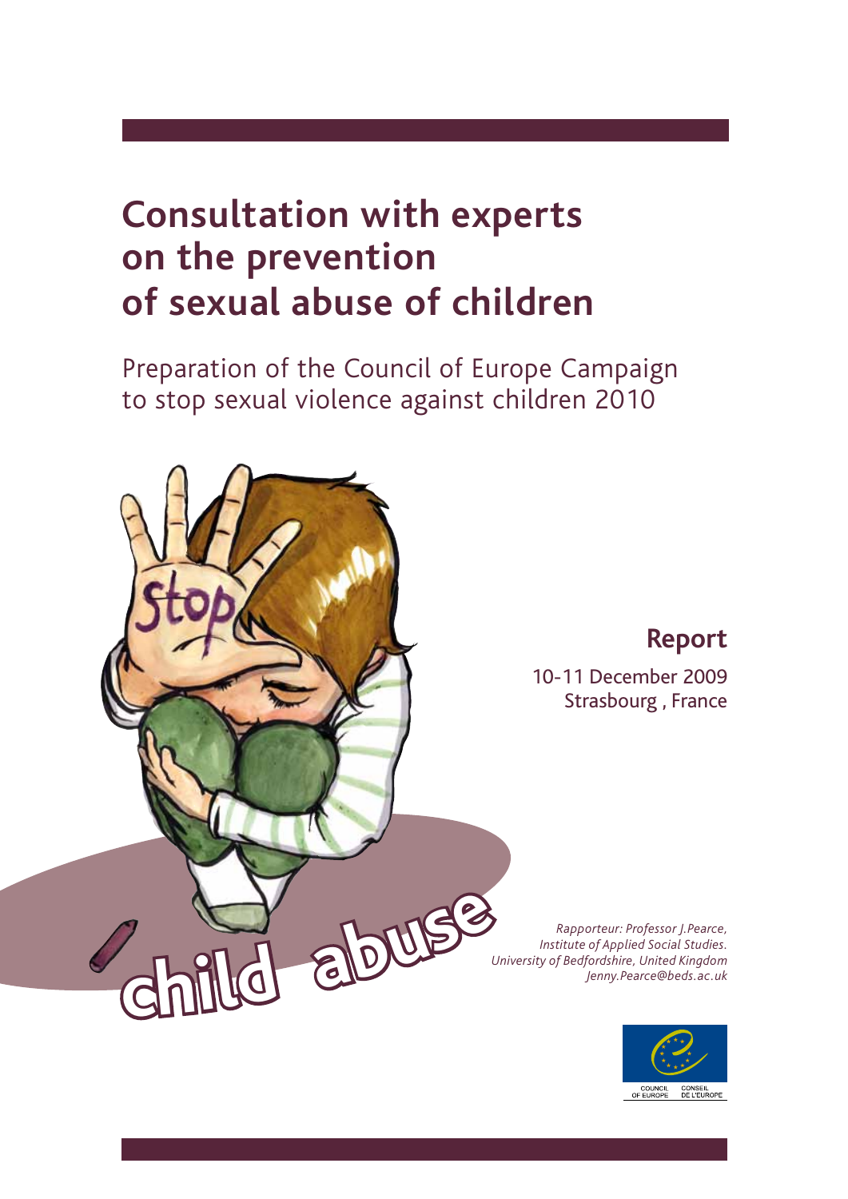# Consultation with experts on the prevention of sexual abuse of children

Preparation of the Council of Europe Campaign to stop sexual violence against children 2010

## Report

10-11 December 2009
Strasbourg , France

*Rapporteur: Professor J.Pearce, Institute of Applied Social Studies. University of Bedfordshire, United Kingdom Jenny.Pearce@beds.ac.uk*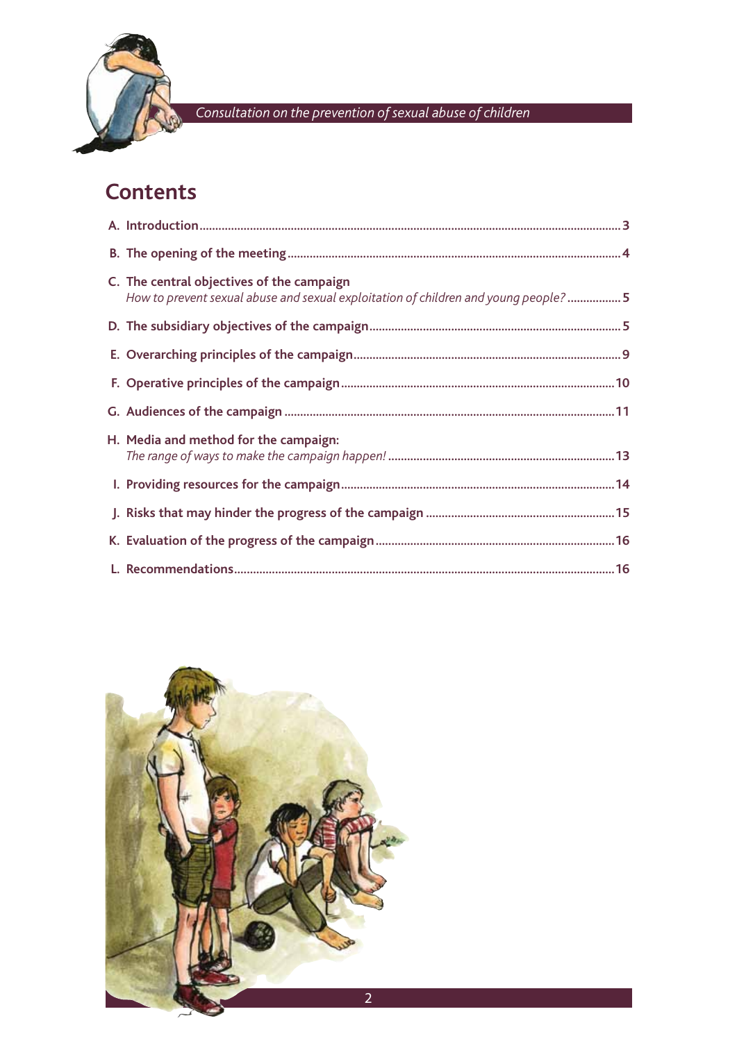## Contents

| | |
|---|---|
| A. Introduction | 3 |
| B. The opening of the meeting | 4 |
| C. The central objectives of the campaign<br>*How to prevent sexual abuse and sexual exploitation of children and young people?* | 5 |
| D. The subsidiary objectives of the campaign | 5 |
| E. Overarching principles of the campaign | 9 |
| F. Operative principles of the campaign | 10 |
| G. Audiences of the campaign | 11 |
| H. Media and method for the campaign:<br>*The range of ways to make the campaign happen!* | 13 |
| I. Providing resources for the campaign | 14 |
| J. Risks that may hinder the progress of the campaign | 15 |
| K. Evaluation of the progress of the campaign | 16 |
| L. Recommendations | 16 |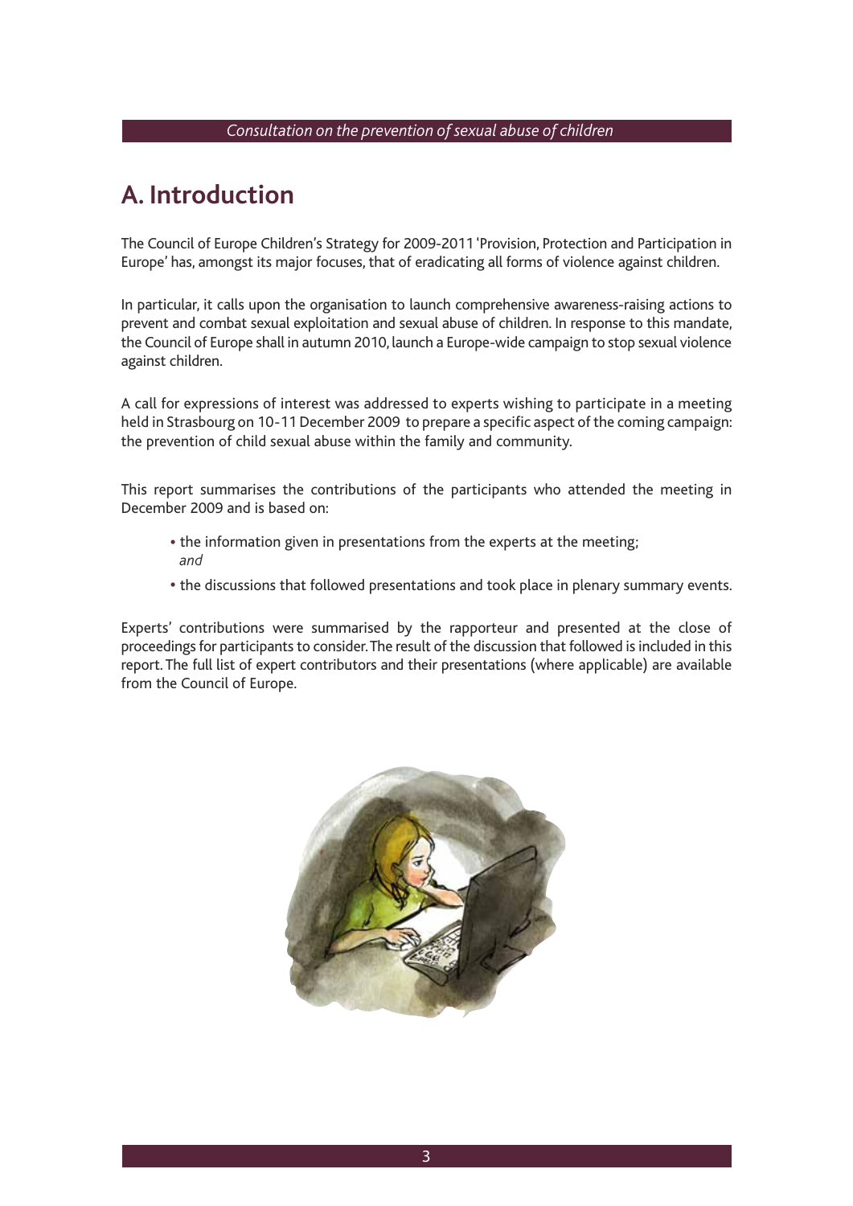## A. Introduction

The Council of Europe Children's Strategy for 2009-2011 'Provision, Protection and Participation in Europe' has, amongst its major focuses, that of eradicating all forms of violence against children.

In particular, it calls upon the organisation to launch comprehensive awareness-raising actions to prevent and combat sexual exploitation and sexual abuse of children. In response to this mandate, the Council of Europe shall in autumn 2010, launch a Europe-wide campaign to stop sexual violence against children.

A call for expressions of interest was addressed to experts wishing to participate in a meeting held in Strasbourg on 10-11 December 2009 to prepare a specific aspect of the coming campaign: the prevention of child sexual abuse within the family and community.

This report summarises the contributions of the participants who attended the meeting in December 2009 and is based on:

- the information given in presentations from the experts at the meeting; *and*
- the discussions that followed presentations and took place in plenary summary events.

Experts' contributions were summarised by the rapporteur and presented at the close of proceedings for participants to consider. The result of the discussion that followed is included in this report. The full list of expert contributors and their presentations (where applicable) are available from the Council of Europe.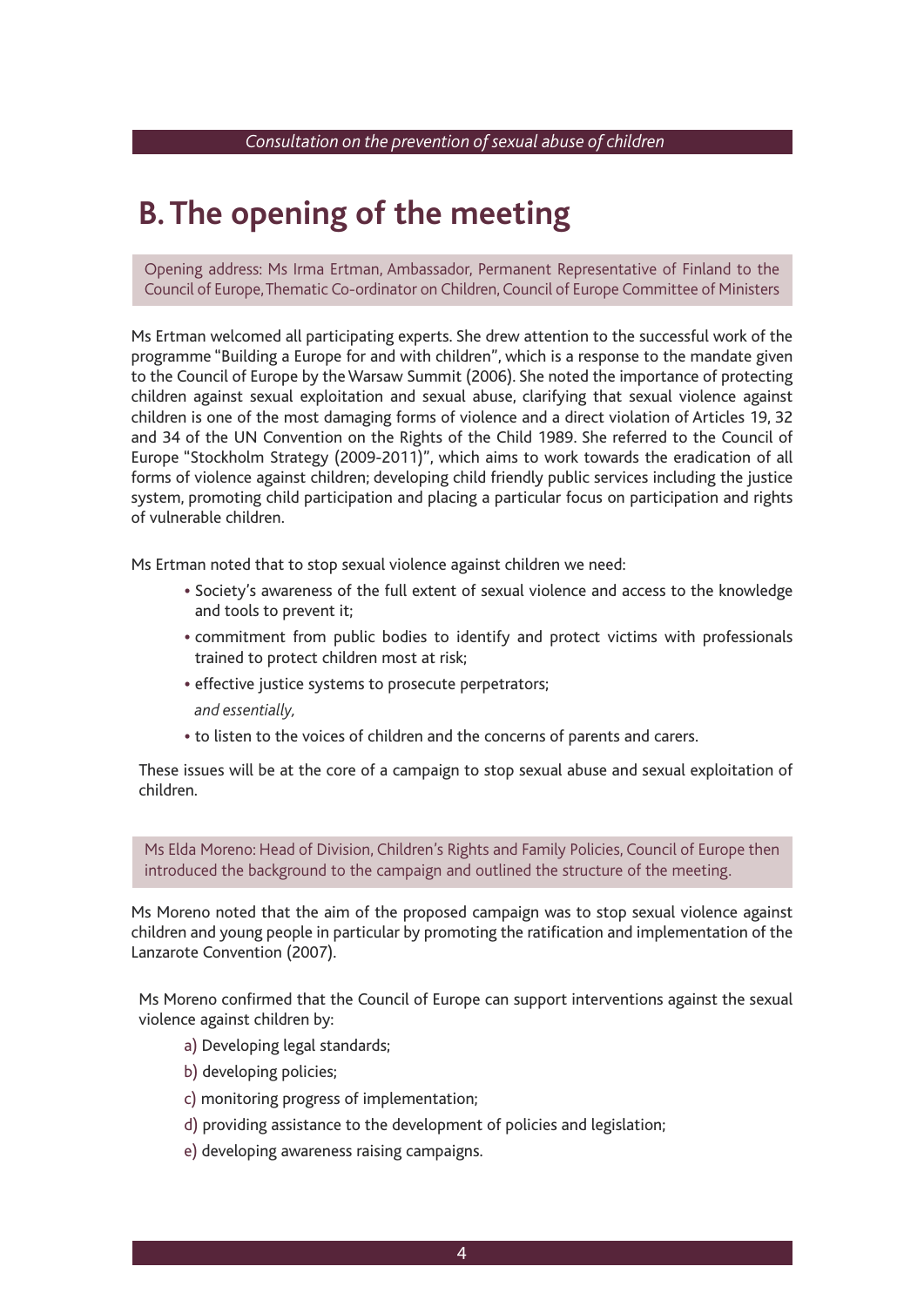## B. The opening of the meeting

Opening address: Ms Irma Ertman, Ambassador, Permanent Representative of Finland to the Council of Europe, Thematic Co-ordinator on Children, Council of Europe Committee of Ministers

Ms Ertman welcomed all participating experts. She drew attention to the successful work of the programme "Building a Europe for and with children", which is a response to the mandate given to the Council of Europe by the Warsaw Summit (2006). She noted the importance of protecting children against sexual exploitation and sexual abuse, clarifying that sexual violence against children is one of the most damaging forms of violence and a direct violation of Articles 19, 32 and 34 of the UN Convention on the Rights of the Child 1989. She referred to the Council of Europe "Stockholm Strategy (2009-2011)", which aims to work towards the eradication of all forms of violence against children; developing child friendly public services including the justice system, promoting child participation and placing a particular focus on participation and rights of vulnerable children.

Ms Ertman noted that to stop sexual violence against children we need:

- Society's awareness of the full extent of sexual violence and access to the knowledge and tools to prevent it;
- commitment from public bodies to identify and protect victims with professionals trained to protect children most at risk;
- effective justice systems to prosecute perpetrators;

  *and essentially,*
- to listen to the voices of children and the concerns of parents and carers.

These issues will be at the core of a campaign to stop sexual abuse and sexual exploitation of children.

Ms Elda Moreno: Head of Division, Children's Rights and Family Policies, Council of Europe then introduced the background to the campaign and outlined the structure of the meeting.

Ms Moreno noted that the aim of the proposed campaign was to stop sexual violence against children and young people in particular by promoting the ratification and implementation of the Lanzarote Convention (2007).

Ms Moreno confirmed that the Council of Europe can support interventions against the sexual violence against children by:

a) Developing legal standards;

b) developing policies;

c) monitoring progress of implementation;

d) providing assistance to the development of policies and legislation;

e) developing awareness raising campaigns.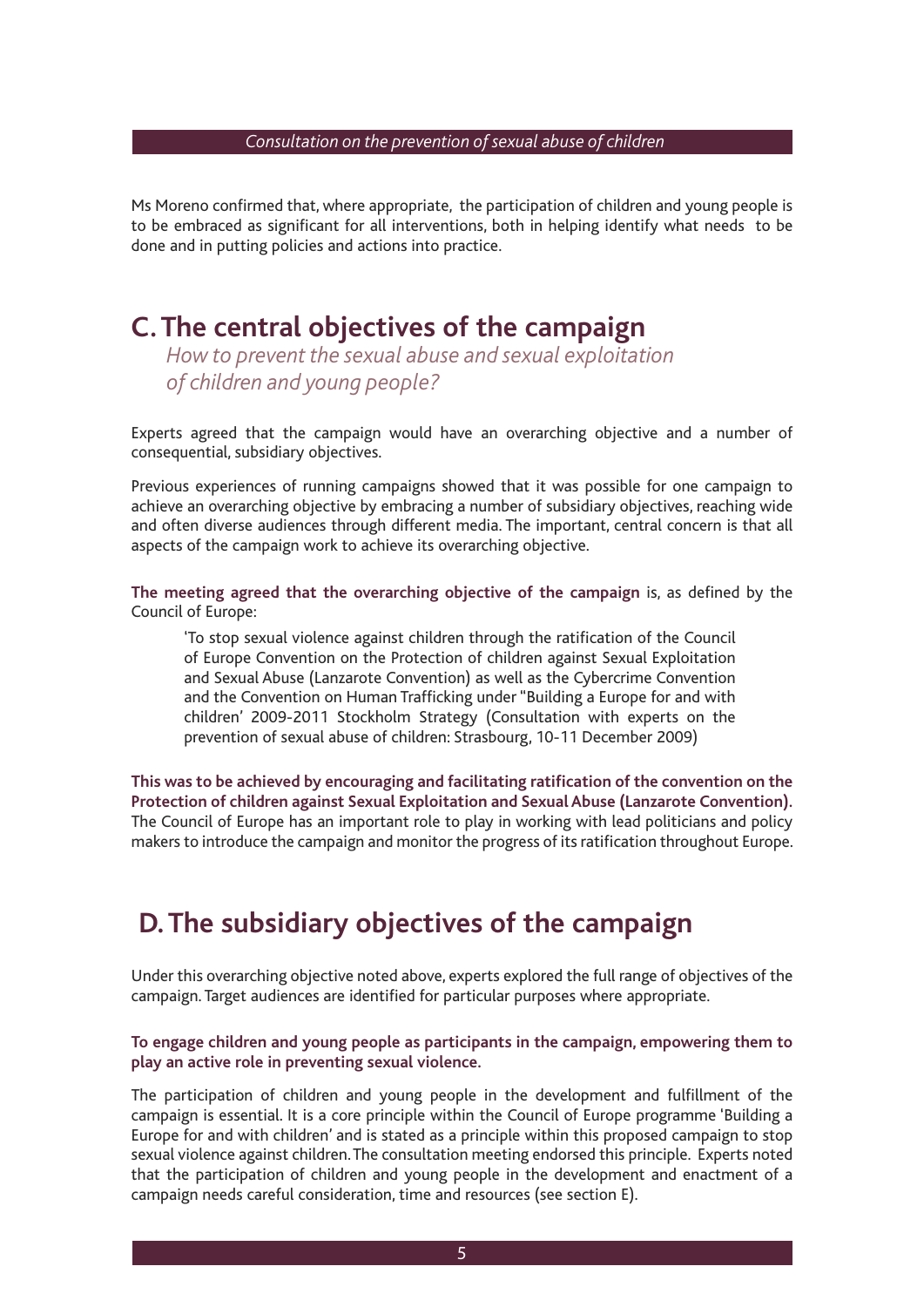Ms Moreno confirmed that, where appropriate, the participation of children and young people is to be embraced as significant for all interventions, both in helping identify what needs to be done and in putting policies and actions into practice.

## C. The central objectives of the campaign

*How to prevent the sexual abuse and sexual exploitation of children and young people?*

Experts agreed that the campaign would have an overarching objective and a number of consequential, subsidiary objectives.

Previous experiences of running campaigns showed that it was possible for one campaign to achieve an overarching objective by embracing a number of subsidiary objectives, reaching wide and often diverse audiences through different media. The important, central concern is that all aspects of the campaign work to achieve its overarching objective.

**The meeting agreed that the overarching objective of the campaign** is, as defined by the Council of Europe:

> 'To stop sexual violence against children through the ratification of the Council of Europe Convention on the Protection of children against Sexual Exploitation and Sexual Abuse (Lanzarote Convention) as well as the Cybercrime Convention and the Convention on Human Trafficking under "Building a Europe for and with children' 2009-2011 Stockholm Strategy (Consultation with experts on the prevention of sexual abuse of children: Strasbourg, 10-11 December 2009)

**This was to be achieved by encouraging and facilitating ratification of the convention on the Protection of children against Sexual Exploitation and Sexual Abuse (Lanzarote Convention).** The Council of Europe has an important role to play in working with lead politicians and policy makers to introduce the campaign and monitor the progress of its ratification throughout Europe.

## D. The subsidiary objectives of the campaign

Under this overarching objective noted above, experts explored the full range of objectives of the campaign. Target audiences are identified for particular purposes where appropriate.

**To engage children and young people as participants in the campaign, empowering them to play an active role in preventing sexual violence.**

The participation of children and young people in the development and fulfillment of the campaign is essential. It is a core principle within the Council of Europe programme 'Building a Europe for and with children' and is stated as a principle within this proposed campaign to stop sexual violence against children. The consultation meeting endorsed this principle. Experts noted that the participation of children and young people in the development and enactment of a campaign needs careful consideration, time and resources (see section E).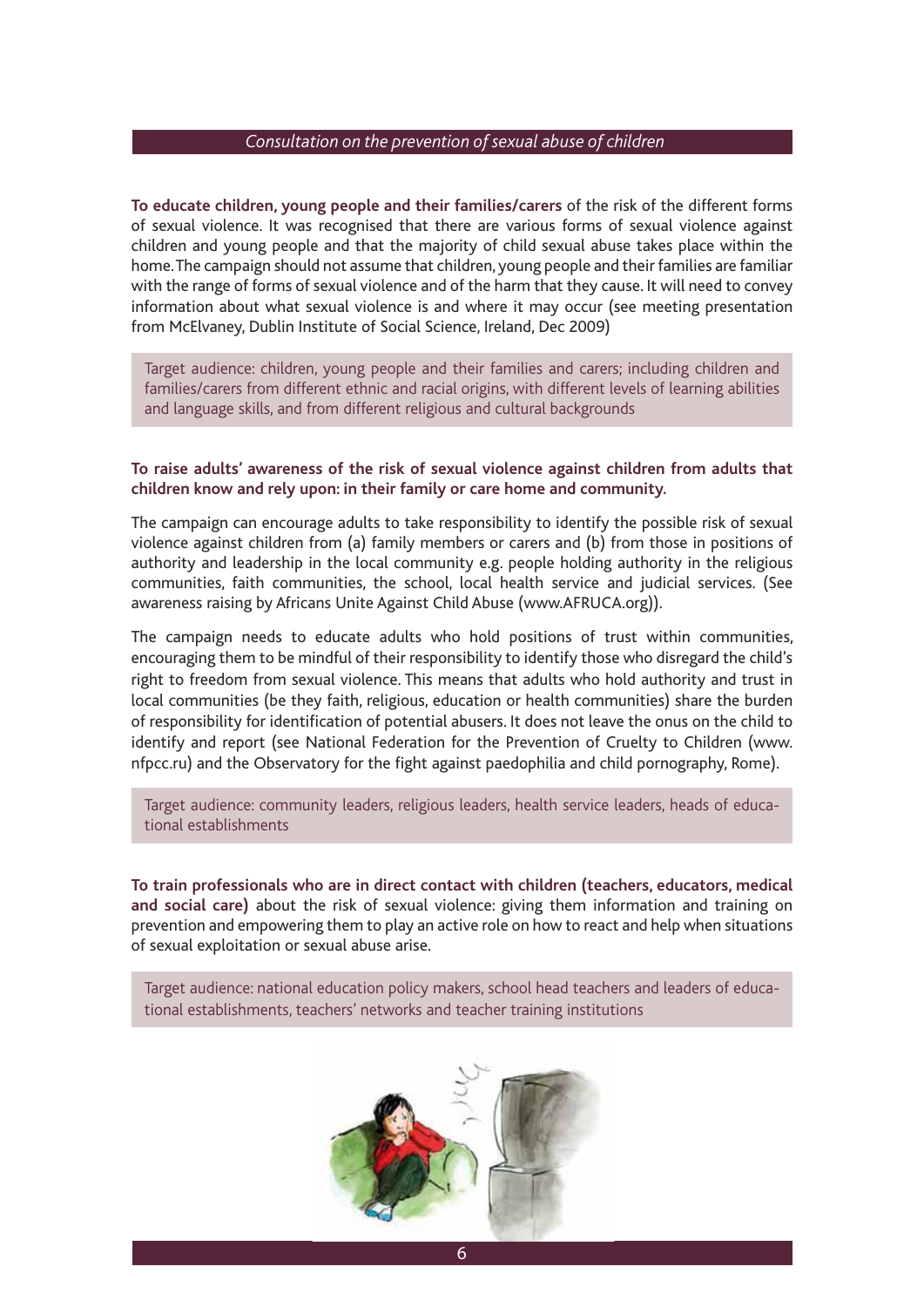**To educate children, young people and their families/carers** of the risk of the different forms of sexual violence. It was recognised that there are various forms of sexual violence against children and young people and that the majority of child sexual abuse takes place within the home. The campaign should not assume that children, young people and their families are familiar with the range of forms of sexual violence and of the harm that they cause. It will need to convey information about what sexual violence is and where it may occur (see meeting presentation from McElvaney, Dublin Institute of Social Science, Ireland, Dec 2009)

> Target audience: children, young people and their families and carers; including children and families/carers from different ethnic and racial origins, with different levels of learning abilities and language skills, and from different religious and cultural backgrounds

**To raise adults' awareness of the risk of sexual violence against children from adults that children know and rely upon: in their family or care home and community.**

The campaign can encourage adults to take responsibility to identify the possible risk of sexual violence against children from (a) family members or carers and (b) from those in positions of authority and leadership in the local community e.g. people holding authority in the religious communities, faith communities, the school, local health service and judicial services. (See awareness raising by Africans Unite Against Child Abuse (www.AFRUCA.org)).

The campaign needs to educate adults who hold positions of trust within communities, encouraging them to be mindful of their responsibility to identify those who disregard the child's right to freedom from sexual violence. This means that adults who hold authority and trust in local communities (be they faith, religious, education or health communities) share the burden of responsibility for identification of potential abusers. It does not leave the onus on the child to identify and report (see National Federation for the Prevention of Cruelty to Children (www.nfpcc.ru) and the Observatory for the fight against paedophilia and child pornography, Rome).

> Target audience: community leaders, religious leaders, health service leaders, heads of educational establishments

**To train professionals who are in direct contact with children (teachers, educators, medical and social care)** about the risk of sexual violence: giving them information and training on prevention and empowering them to play an active role on how to react and help when situations of sexual exploitation or sexual abuse arise.

> Target audience: national education policy makers, school head teachers and leaders of educational establishments, teachers' networks and teacher training institutions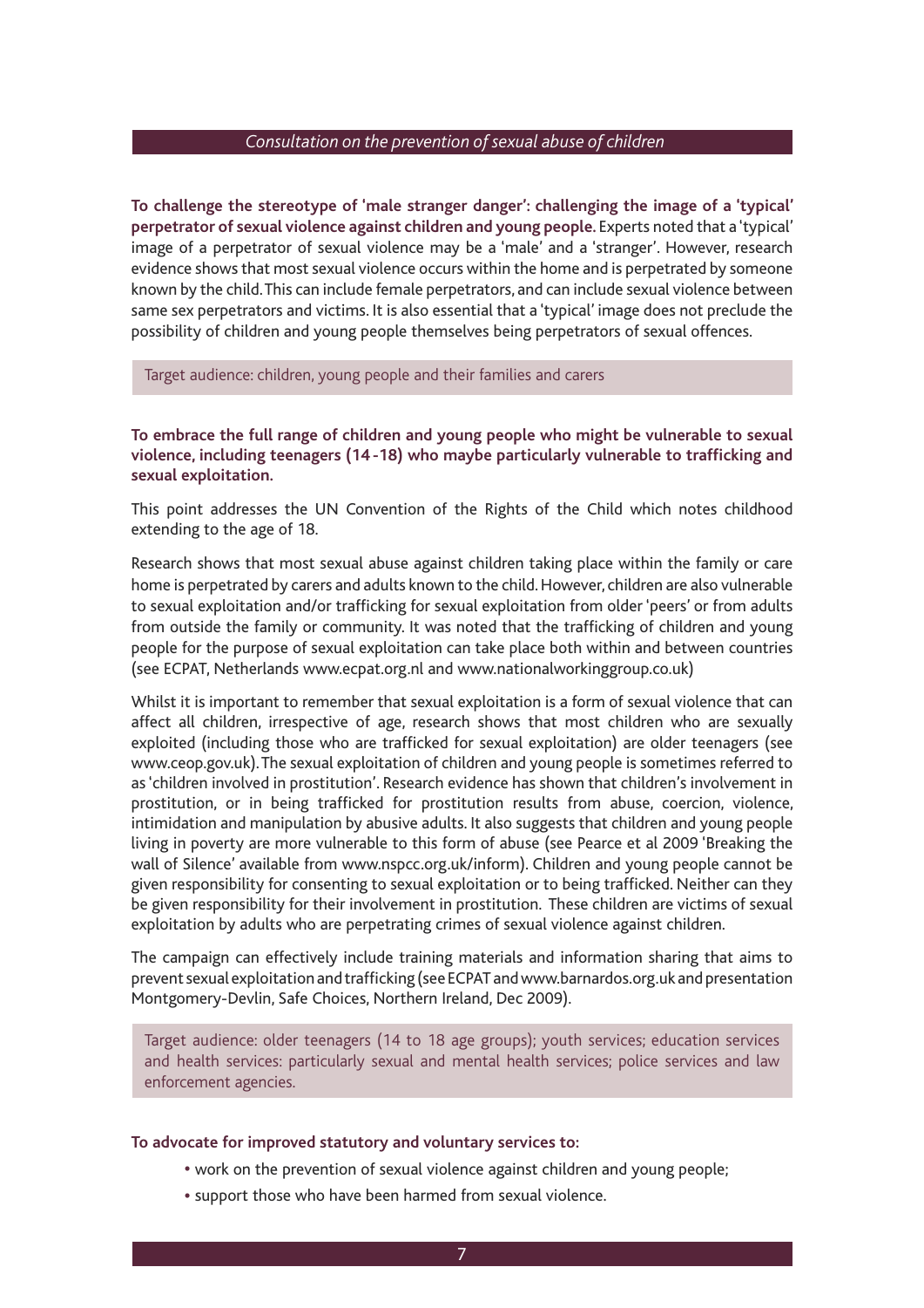**To challenge the stereotype of 'male stranger danger': challenging the image of a 'typical' perpetrator of sexual violence against children and young people.** Experts noted that a 'typical' image of a perpetrator of sexual violence may be a 'male' and a 'stranger'. However, research evidence shows that most sexual violence occurs within the home and is perpetrated by someone known by the child. This can include female perpetrators, and can include sexual violence between same sex perpetrators and victims. It is also essential that a 'typical' image does not preclude the possibility of children and young people themselves being perpetrators of sexual offences.

Target audience: children, young people and their families and carers

**To embrace the full range of children and young people who might be vulnerable to sexual violence, including teenagers (14-18) who maybe particularly vulnerable to trafficking and sexual exploitation.**

This point addresses the UN Convention of the Rights of the Child which notes childhood extending to the age of 18.

Research shows that most sexual abuse against children taking place within the family or care home is perpetrated by carers and adults known to the child. However, children are also vulnerable to sexual exploitation and/or trafficking for sexual exploitation from older 'peers' or from adults from outside the family or community. It was noted that the trafficking of children and young people for the purpose of sexual exploitation can take place both within and between countries (see ECPAT, Netherlands www.ecpat.org.nl and www.nationalworkinggroup.co.uk)

Whilst it is important to remember that sexual exploitation is a form of sexual violence that can affect all children, irrespective of age, research shows that most children who are sexually exploited (including those who are trafficked for sexual exploitation) are older teenagers (see www.ceop.gov.uk). The sexual exploitation of children and young people is sometimes referred to as 'children involved in prostitution'. Research evidence has shown that children's involvement in prostitution, or in being trafficked for prostitution results from abuse, coercion, violence, intimidation and manipulation by abusive adults. It also suggests that children and young people living in poverty are more vulnerable to this form of abuse (see Pearce et al 2009 'Breaking the wall of Silence' available from www.nspcc.org.uk/inform). Children and young people cannot be given responsibility for consenting to sexual exploitation or to being trafficked. Neither can they be given responsibility for their involvement in prostitution. These children are victims of sexual exploitation by adults who are perpetrating crimes of sexual violence against children.

The campaign can effectively include training materials and information sharing that aims to prevent sexual exploitation and trafficking (see ECPAT and www.barnardos.org.uk and presentation Montgomery-Devlin, Safe Choices, Northern Ireland, Dec 2009).

Target audience: older teenagers (14 to 18 age groups); youth services; education services and health services: particularly sexual and mental health services; police services and law enforcement agencies.

**To advocate for improved statutory and voluntary services to:**

- work on the prevention of sexual violence against children and young people;
- support those who have been harmed from sexual violence.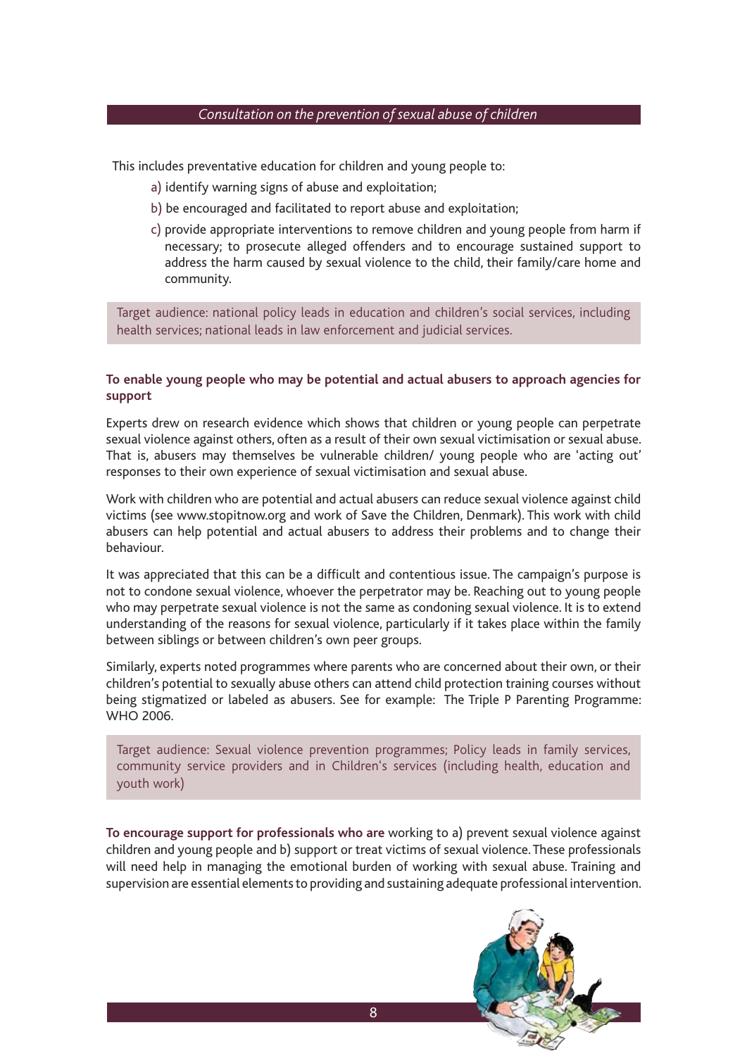This includes preventative education for children and young people to:

a) identify warning signs of abuse and exploitation;

b) be encouraged and facilitated to report abuse and exploitation;

c) provide appropriate interventions to remove children and young people from harm if necessary; to prosecute alleged offenders and to encourage sustained support to address the harm caused by sexual violence to the child, their family/care home and community.

> Target audience: national policy leads in education and children's social services, including health services; national leads in law enforcement and judicial services.

**To enable young people who may be potential and actual abusers to approach agencies for support**

Experts drew on research evidence which shows that children or young people can perpetrate sexual violence against others, often as a result of their own sexual victimisation or sexual abuse. That is, abusers may themselves be vulnerable children/ young people who are 'acting out' responses to their own experience of sexual victimisation and sexual abuse.

Work with children who are potential and actual abusers can reduce sexual violence against child victims (see www.stopitnow.org and work of Save the Children, Denmark). This work with child abusers can help potential and actual abusers to address their problems and to change their behaviour.

It was appreciated that this can be a difficult and contentious issue. The campaign's purpose is not to condone sexual violence, whoever the perpetrator may be. Reaching out to young people who may perpetrate sexual violence is not the same as condoning sexual violence. It is to extend understanding of the reasons for sexual violence, particularly if it takes place within the family between siblings or between children's own peer groups.

Similarly, experts noted programmes where parents who are concerned about their own, or their children's potential to sexually abuse others can attend child protection training courses without being stigmatized or labeled as abusers. See for example: The Triple P Parenting Programme: WHO 2006.

> Target audience: Sexual violence prevention programmes; Policy leads in family services, community service providers and in Children's services (including health, education and youth work)

**To encourage support for professionals who are** working to a) prevent sexual violence against children and young people and b) support or treat victims of sexual violence. These professionals will need help in managing the emotional burden of working with sexual abuse. Training and supervision are essential elements to providing and sustaining adequate professional intervention.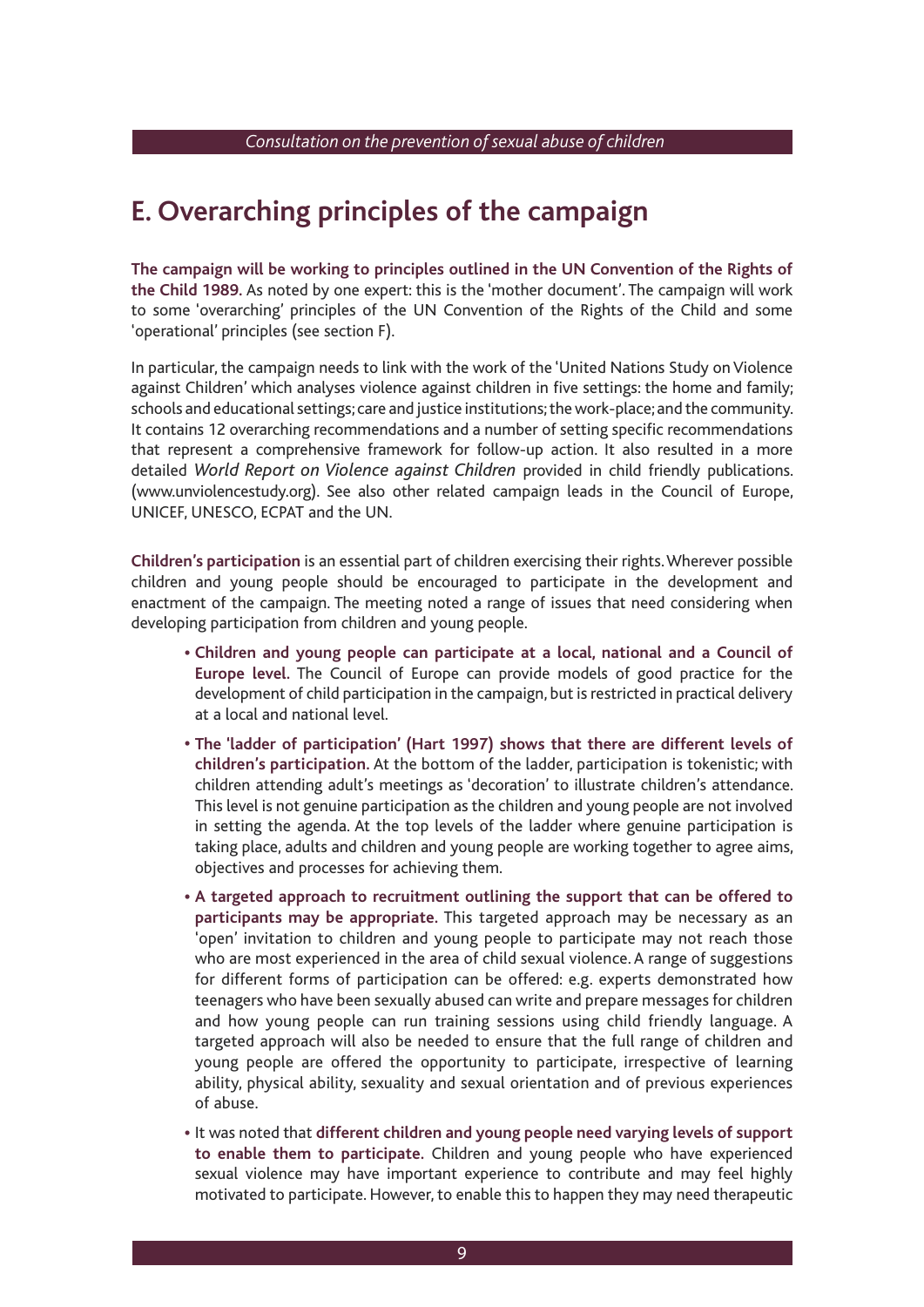## E. Overarching principles of the campaign

**The campaign will be working to principles outlined in the UN Convention of the Rights of the Child 1989.** As noted by one expert: this is the 'mother document'. The campaign will work to some 'overarching' principles of the UN Convention of the Rights of the Child and some 'operational' principles (see section F).

In particular, the campaign needs to link with the work of the 'United Nations Study on Violence against Children' which analyses violence against children in five settings: the home and family; schools and educational settings; care and justice institutions; the work-place; and the community. It contains 12 overarching recommendations and a number of setting specific recommendations that represent a comprehensive framework for follow-up action. It also resulted in a more detailed *World Report on Violence against Children* provided in child friendly publications. (www.unviolencestudy.org). See also other related campaign leads in the Council of Europe, UNICEF, UNESCO, ECPAT and the UN.

**Children's participation** is an essential part of children exercising their rights. Wherever possible children and young people should be encouraged to participate in the development and enactment of the campaign. The meeting noted a range of issues that need considering when developing participation from children and young people.

- **Children and young people can participate at a local, national and a Council of Europe level.** The Council of Europe can provide models of good practice for the development of child participation in the campaign, but is restricted in practical delivery at a local and national level.
- **The 'ladder of participation' (Hart 1997) shows that there are different levels of children's participation.** At the bottom of the ladder, participation is tokenistic; with children attending adult's meetings as 'decoration' to illustrate children's attendance. This level is not genuine participation as the children and young people are not involved in setting the agenda. At the top levels of the ladder where genuine participation is taking place, adults and children and young people are working together to agree aims, objectives and processes for achieving them.
- **A targeted approach to recruitment outlining the support that can be offered to participants may be appropriate.** This targeted approach may be necessary as an 'open' invitation to children and young people to participate may not reach those who are most experienced in the area of child sexual violence. A range of suggestions for different forms of participation can be offered: e.g. experts demonstrated how teenagers who have been sexually abused can write and prepare messages for children and how young people can run training sessions using child friendly language. A targeted approach will also be needed to ensure that the full range of children and young people are offered the opportunity to participate, irrespective of learning ability, physical ability, sexuality and sexual orientation and of previous experiences of abuse.
- It was noted that **different children and young people need varying levels of support to enable them to participate.** Children and young people who have experienced sexual violence may have important experience to contribute and may feel highly motivated to participate. However, to enable this to happen they may need therapeutic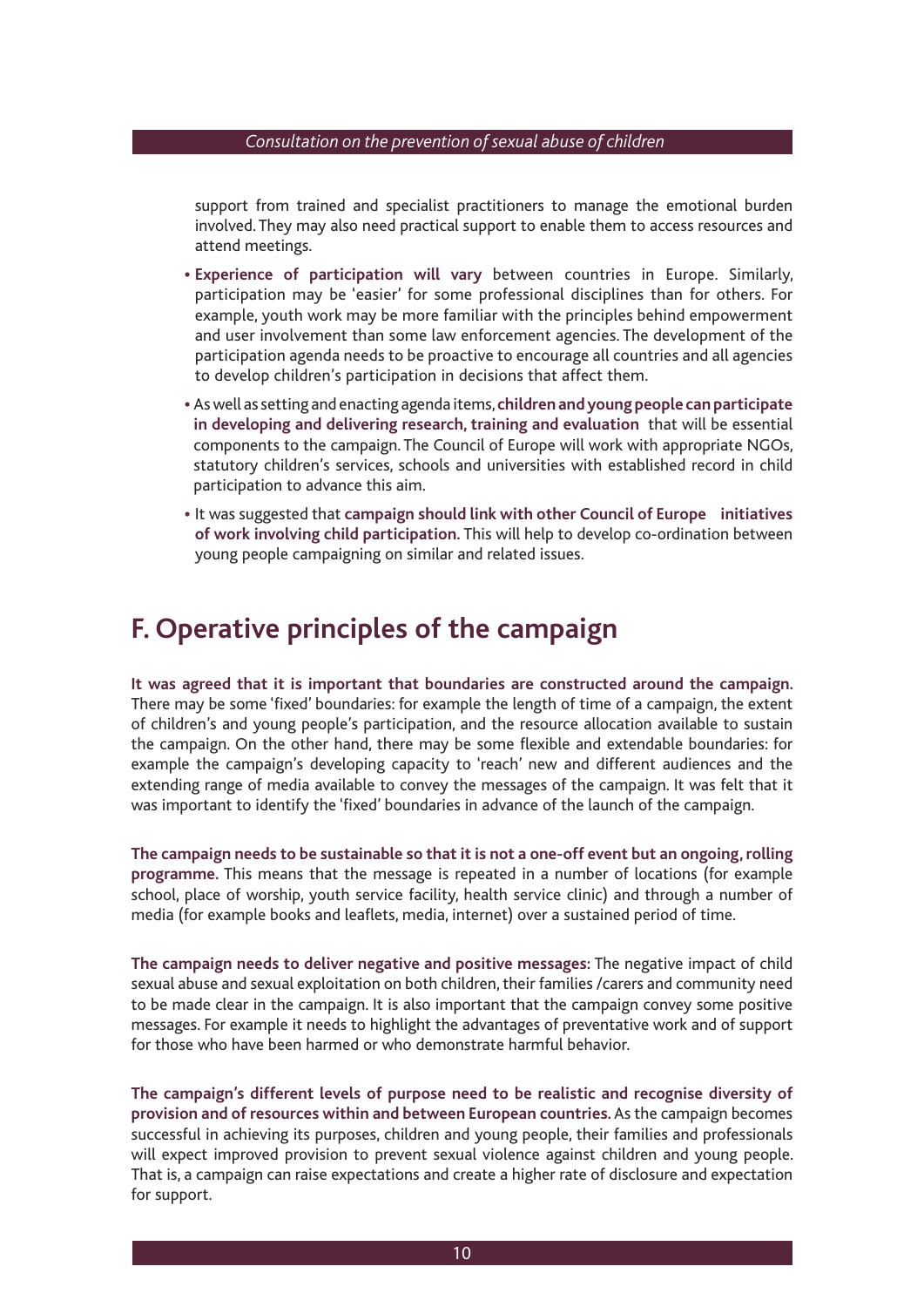support from trained and specialist practitioners to manage the emotional burden involved. They may also need practical support to enable them to access resources and attend meetings.

- **Experience of participation will vary** between countries in Europe. Similarly, participation may be 'easier' for some professional disciplines than for others. For example, youth work may be more familiar with the principles behind empowerment and user involvement than some law enforcement agencies. The development of the participation agenda needs to be proactive to encourage all countries and all agencies to develop children's participation in decisions that affect them.
- As well as setting and enacting agenda items, **children and young people can participate in developing and delivering research, training and evaluation** that will be essential components to the campaign. The Council of Europe will work with appropriate NGOs, statutory children's services, schools and universities with established record in child participation to advance this aim.
- It was suggested that **campaign should link with other Council of Europe initiatives of work involving child participation.** This will help to develop co-ordination between young people campaigning on similar and related issues.

## F. Operative principles of the campaign

**It was agreed that it is important that boundaries are constructed around the campaign.** There may be some 'fixed' boundaries: for example the length of time of a campaign, the extent of children's and young people's participation, and the resource allocation available to sustain the campaign. On the other hand, there may be some flexible and extendable boundaries: for example the campaign's developing capacity to 'reach' new and different audiences and the extending range of media available to convey the messages of the campaign. It was felt that it was important to identify the 'fixed' boundaries in advance of the launch of the campaign.

**The campaign needs to be sustainable so that it is not a one-off event but an ongoing, rolling programme.** This means that the message is repeated in a number of locations (for example school, place of worship, youth service facility, health service clinic) and through a number of media (for example books and leaflets, media, internet) over a sustained period of time.

**The campaign needs to deliver negative and positive messages:** The negative impact of child sexual abuse and sexual exploitation on both children, their families /carers and community need to be made clear in the campaign. It is also important that the campaign convey some positive messages. For example it needs to highlight the advantages of preventative work and of support for those who have been harmed or who demonstrate harmful behavior.

**The campaign's different levels of purpose need to be realistic and recognise diversity of provision and of resources within and between European countries.** As the campaign becomes successful in achieving its purposes, children and young people, their families and professionals will expect improved provision to prevent sexual violence against children and young people. That is, a campaign can raise expectations and create a higher rate of disclosure and expectation for support.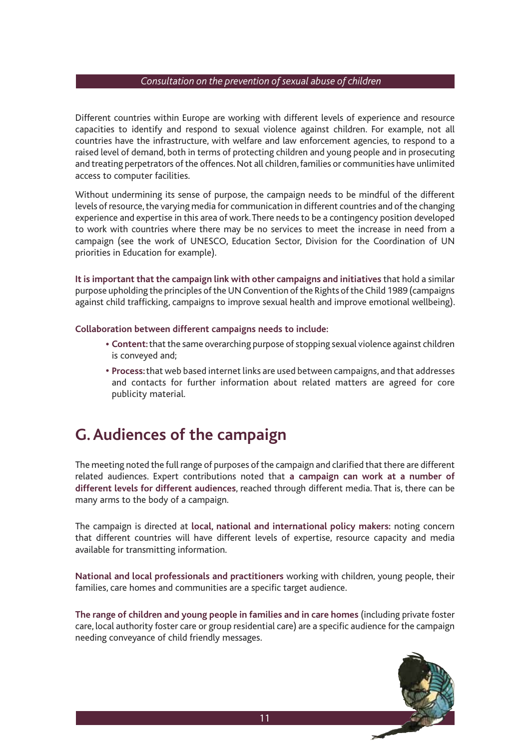Different countries within Europe are working with different levels of experience and resource capacities to identify and respond to sexual violence against children. For example, not all countries have the infrastructure, with welfare and law enforcement agencies, to respond to a raised level of demand, both in terms of protecting children and young people and in prosecuting and treating perpetrators of the offences. Not all children, families or communities have unlimited access to computer facilities.

Without undermining its sense of purpose, the campaign needs to be mindful of the different levels of resource, the varying media for communication in different countries and of the changing experience and expertise in this area of work. There needs to be a contingency position developed to work with countries where there may be no services to meet the increase in need from a campaign (see the work of UNESCO, Education Sector, Division for the Coordination of UN priorities in Education for example).

**It is important that the campaign link with other campaigns and initiatives** that hold a similar purpose upholding the principles of the UN Convention of the Rights of the Child 1989 (campaigns against child trafficking, campaigns to improve sexual health and improve emotional wellbeing).

**Collaboration between different campaigns needs to include:**

- **Content:** that the same overarching purpose of stopping sexual violence against children is conveyed and;
- **Process:** that web based internet links are used between campaigns, and that addresses and contacts for further information about related matters are agreed for core publicity material.

## G. Audiences of the campaign

The meeting noted the full range of purposes of the campaign and clarified that there are different related audiences. Expert contributions noted that **a campaign can work at a number of different levels for different audiences**, reached through different media. That is, there can be many arms to the body of a campaign.

The campaign is directed at **local, national and international policy makers:** noting concern that different countries will have different levels of expertise, resource capacity and media available for transmitting information.

**National and local professionals and practitioners** working with children, young people, their families, care homes and communities are a specific target audience.

**The range of children and young people in families and in care homes** (including private foster care, local authority foster care or group residential care) are a specific audience for the campaign needing conveyance of child friendly messages.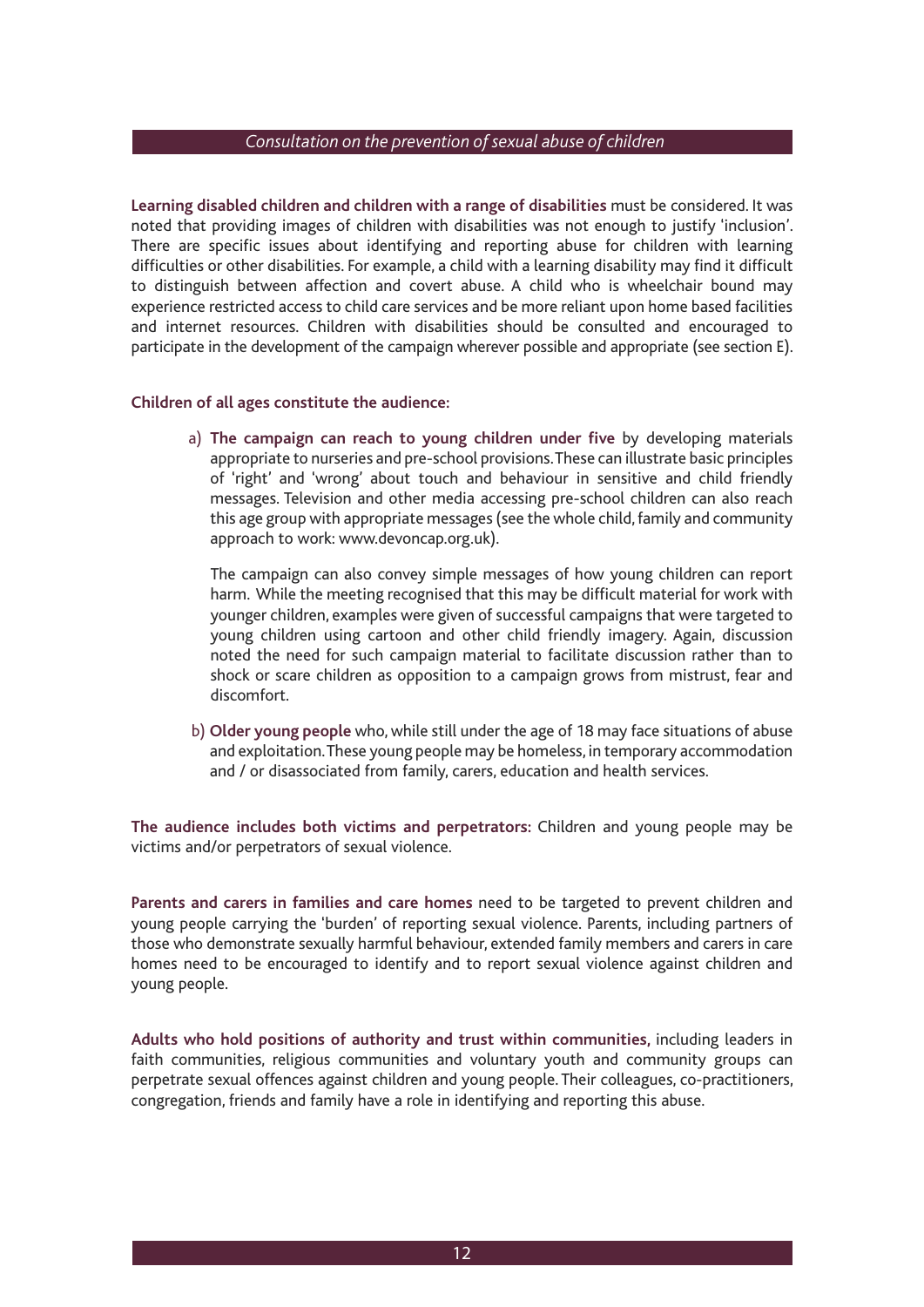**Learning disabled children and children with a range of disabilities** must be considered. It was noted that providing images of children with disabilities was not enough to justify 'inclusion'. There are specific issues about identifying and reporting abuse for children with learning difficulties or other disabilities. For example, a child with a learning disability may find it difficult to distinguish between affection and covert abuse. A child who is wheelchair bound may experience restricted access to child care services and be more reliant upon home based facilities and internet resources. Children with disabilities should be consulted and encouraged to participate in the development of the campaign wherever possible and appropriate (see section E).

**Children of all ages constitute the audience:**

a) **The campaign can reach to young children under five** by developing materials appropriate to nurseries and pre-school provisions. These can illustrate basic principles of 'right' and 'wrong' about touch and behaviour in sensitive and child friendly messages. Television and other media accessing pre-school children can also reach this age group with appropriate messages (see the whole child, family and community approach to work: www.devoncap.org.uk).

   The campaign can also convey simple messages of how young children can report harm. While the meeting recognised that this may be difficult material for work with younger children, examples were given of successful campaigns that were targeted to young children using cartoon and other child friendly imagery. Again, discussion noted the need for such campaign material to facilitate discussion rather than to shock or scare children as opposition to a campaign grows from mistrust, fear and discomfort.

b) **Older young people** who, while still under the age of 18 may face situations of abuse and exploitation. These young people may be homeless, in temporary accommodation and / or disassociated from family, carers, education and health services.

**The audience includes both victims and perpetrators:** Children and young people may be victims and/or perpetrators of sexual violence.

**Parents and carers in families and care homes** need to be targeted to prevent children and young people carrying the 'burden' of reporting sexual violence. Parents, including partners of those who demonstrate sexually harmful behaviour, extended family members and carers in care homes need to be encouraged to identify and to report sexual violence against children and young people.

**Adults who hold positions of authority and trust within communities,** including leaders in faith communities, religious communities and voluntary youth and community groups can perpetrate sexual offences against children and young people. Their colleagues, co-practitioners, congregation, friends and family have a role in identifying and reporting this abuse.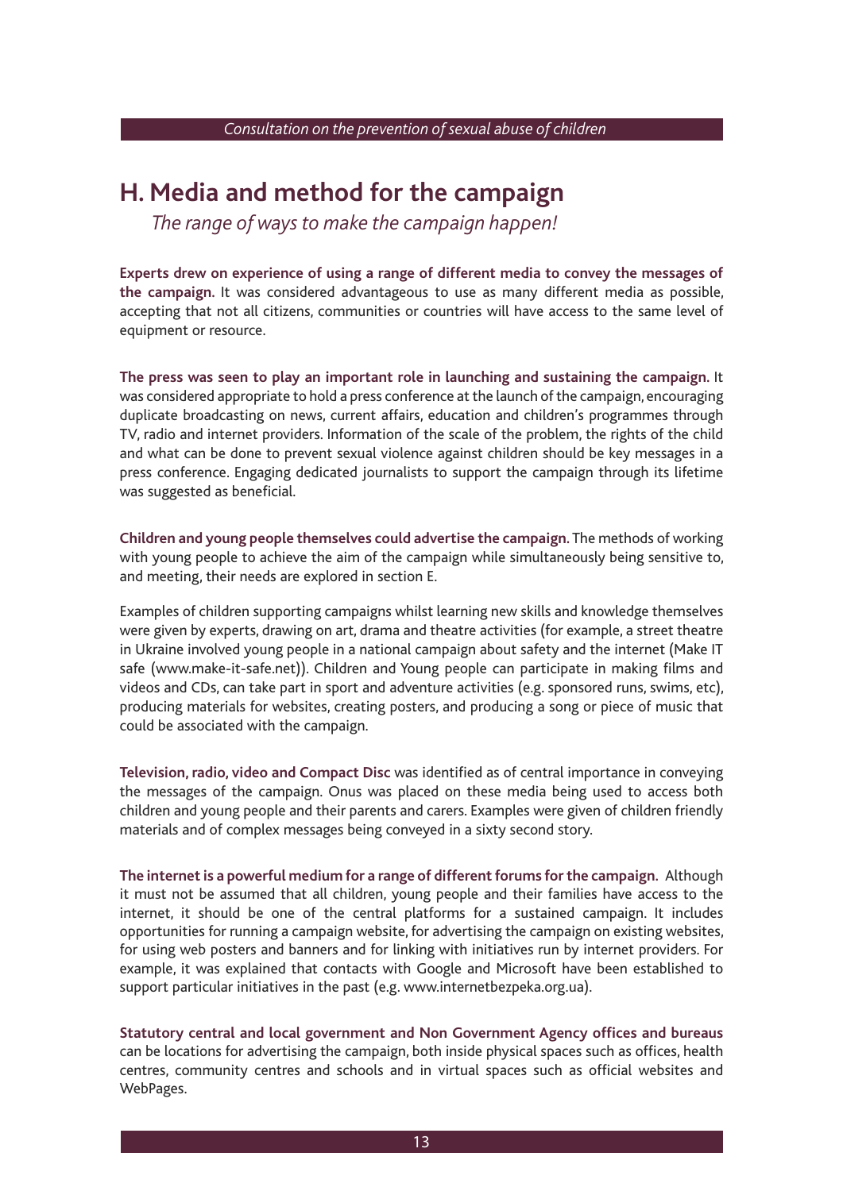## H. Media and method for the campaign

*The range of ways to make the campaign happen!*

**Experts drew on experience of using a range of different media to convey the messages of the campaign.** It was considered advantageous to use as many different media as possible, accepting that not all citizens, communities or countries will have access to the same level of equipment or resource.

**The press was seen to play an important role in launching and sustaining the campaign.** It was considered appropriate to hold a press conference at the launch of the campaign, encouraging duplicate broadcasting on news, current affairs, education and children's programmes through TV, radio and internet providers. Information of the scale of the problem, the rights of the child and what can be done to prevent sexual violence against children should be key messages in a press conference. Engaging dedicated journalists to support the campaign through its lifetime was suggested as beneficial.

**Children and young people themselves could advertise the campaign.** The methods of working with young people to achieve the aim of the campaign while simultaneously being sensitive to, and meeting, their needs are explored in section E.

Examples of children supporting campaigns whilst learning new skills and knowledge themselves were given by experts, drawing on art, drama and theatre activities (for example, a street theatre in Ukraine involved young people in a national campaign about safety and the internet (Make IT safe (www.make-it-safe.net)). Children and Young people can participate in making films and videos and CDs, can take part in sport and adventure activities (e.g. sponsored runs, swims, etc), producing materials for websites, creating posters, and producing a song or piece of music that could be associated with the campaign.

**Television, radio, video and Compact Disc** was identified as of central importance in conveying the messages of the campaign. Onus was placed on these media being used to access both children and young people and their parents and carers. Examples were given of children friendly materials and of complex messages being conveyed in a sixty second story.

**The internet is a powerful medium for a range of different forums for the campaign.** Although it must not be assumed that all children, young people and their families have access to the internet, it should be one of the central platforms for a sustained campaign. It includes opportunities for running a campaign website, for advertising the campaign on existing websites, for using web posters and banners and for linking with initiatives run by internet providers. For example, it was explained that contacts with Google and Microsoft have been established to support particular initiatives in the past (e.g. www.internetbezpeka.org.ua).

**Statutory central and local government and Non Government Agency offices and bureaus** can be locations for advertising the campaign, both inside physical spaces such as offices, health centres, community centres and schools and in virtual spaces such as official websites and WebPages.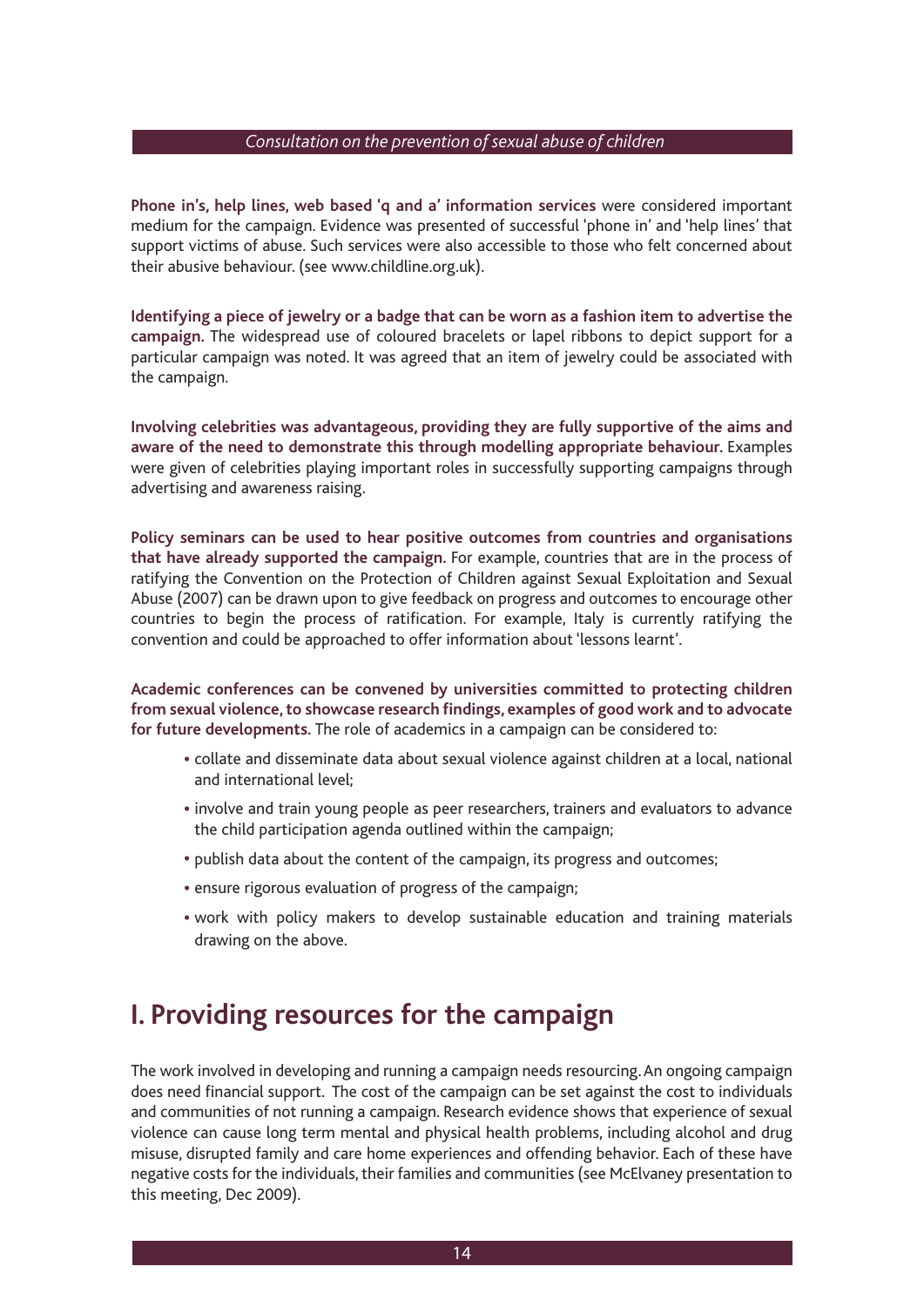**Phone in's, help lines, web based 'q and a' information services** were considered important medium for the campaign. Evidence was presented of successful 'phone in' and 'help lines' that support victims of abuse. Such services were also accessible to those who felt concerned about their abusive behaviour. (see www.childline.org.uk).

**Identifying a piece of jewelry or a badge that can be worn as a fashion item to advertise the campaign.** The widespread use of coloured bracelets or lapel ribbons to depict support for a particular campaign was noted. It was agreed that an item of jewelry could be associated with the campaign.

**Involving celebrities was advantageous, providing they are fully supportive of the aims and aware of the need to demonstrate this through modelling appropriate behaviour.** Examples were given of celebrities playing important roles in successfully supporting campaigns through advertising and awareness raising.

**Policy seminars can be used to hear positive outcomes from countries and organisations that have already supported the campaign.** For example, countries that are in the process of ratifying the Convention on the Protection of Children against Sexual Exploitation and Sexual Abuse (2007) can be drawn upon to give feedback on progress and outcomes to encourage other countries to begin the process of ratification. For example, Italy is currently ratifying the convention and could be approached to offer information about 'lessons learnt'.

**Academic conferences can be convened by universities committed to protecting children from sexual violence, to showcase research findings, examples of good work and to advocate for future developments.** The role of academics in a campaign can be considered to:

- collate and disseminate data about sexual violence against children at a local, national and international level;
- involve and train young people as peer researchers, trainers and evaluators to advance the child participation agenda outlined within the campaign;
- publish data about the content of the campaign, its progress and outcomes;
- ensure rigorous evaluation of progress of the campaign;
- work with policy makers to develop sustainable education and training materials drawing on the above.

## I. Providing resources for the campaign

The work involved in developing and running a campaign needs resourcing. An ongoing campaign does need financial support. The cost of the campaign can be set against the cost to individuals and communities of not running a campaign. Research evidence shows that experience of sexual violence can cause long term mental and physical health problems, including alcohol and drug misuse, disrupted family and care home experiences and offending behavior. Each of these have negative costs for the individuals, their families and communities (see McElvaney presentation to this meeting, Dec 2009).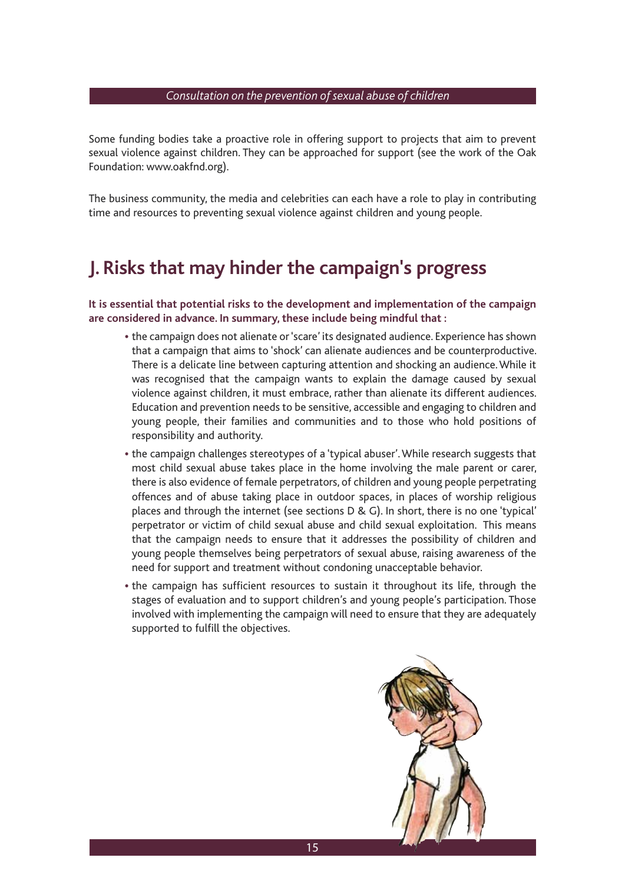Some funding bodies take a proactive role in offering support to projects that aim to prevent sexual violence against children. They can be approached for support (see the work of the Oak Foundation: www.oakfnd.org).

The business community, the media and celebrities can each have a role to play in contributing time and resources to preventing sexual violence against children and young people.

## J. Risks that may hinder the campaign's progress

**It is essential that potential risks to the development and implementation of the campaign are considered in advance. In summary, these include being mindful that :**

- the campaign does not alienate or 'scare' its designated audience. Experience has shown that a campaign that aims to 'shock' can alienate audiences and be counterproductive. There is a delicate line between capturing attention and shocking an audience. While it was recognised that the campaign wants to explain the damage caused by sexual violence against children, it must embrace, rather than alienate its different audiences. Education and prevention needs to be sensitive, accessible and engaging to children and young people, their families and communities and to those who hold positions of responsibility and authority.
- the campaign challenges stereotypes of a 'typical abuser'. While research suggests that most child sexual abuse takes place in the home involving the male parent or carer, there is also evidence of female perpetrators, of children and young people perpetrating offences and of abuse taking place in outdoor spaces, in places of worship religious places and through the internet (see sections D & G). In short, there is no one 'typical' perpetrator or victim of child sexual abuse and child sexual exploitation. This means that the campaign needs to ensure that it addresses the possibility of children and young people themselves being perpetrators of sexual abuse, raising awareness of the need for support and treatment without condoning unacceptable behavior.
- the campaign has sufficient resources to sustain it throughout its life, through the stages of evaluation and to support children's and young people's participation. Those involved with implementing the campaign will need to ensure that they are adequately supported to fulfill the objectives.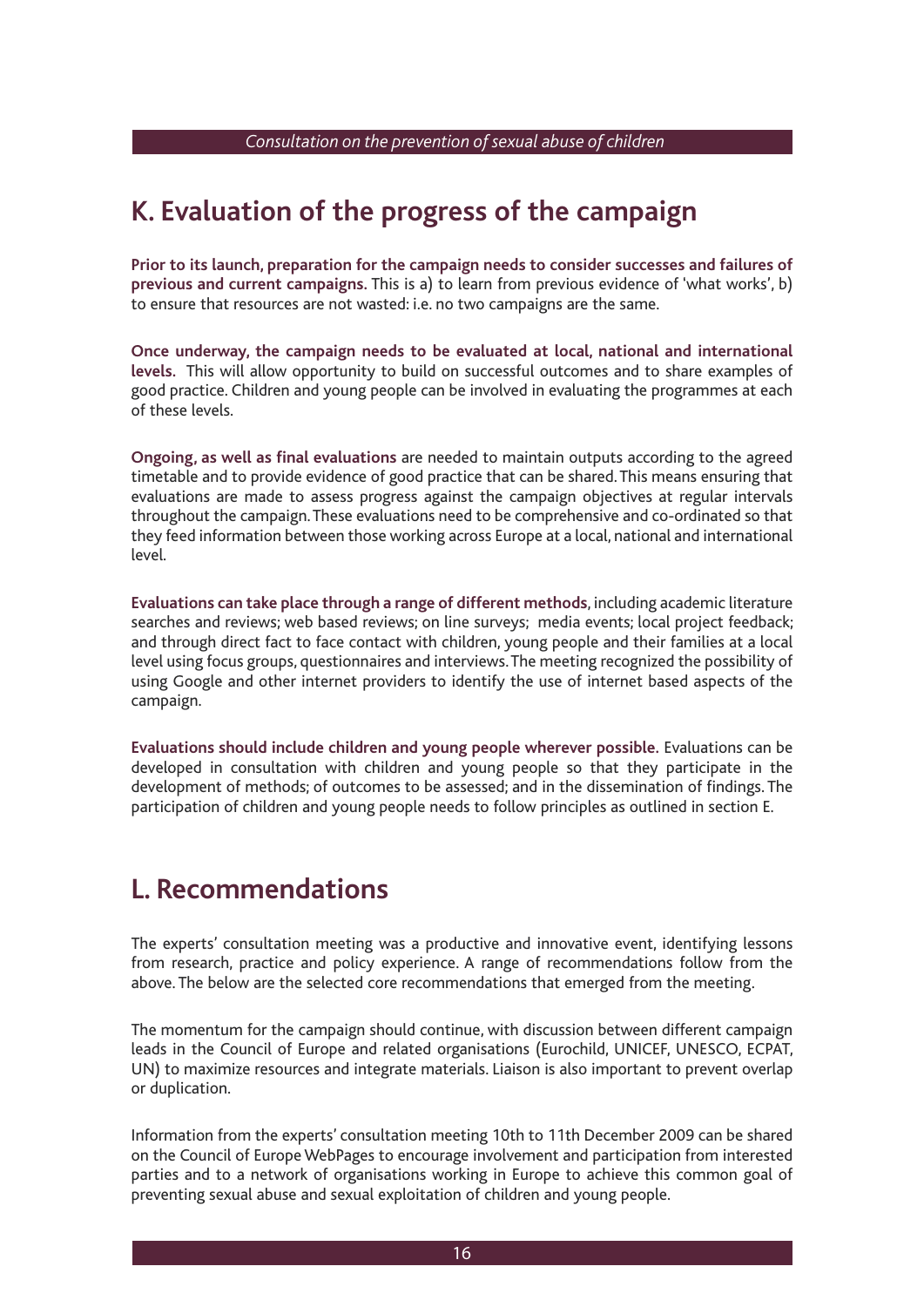## K. Evaluation of the progress of the campaign

**Prior to its launch, preparation for the campaign needs to consider successes and failures of previous and current campaigns.** This is a) to learn from previous evidence of 'what works', b) to ensure that resources are not wasted: i.e. no two campaigns are the same.

**Once underway, the campaign needs to be evaluated at local, national and international levels.** This will allow opportunity to build on successful outcomes and to share examples of good practice. Children and young people can be involved in evaluating the programmes at each of these levels.

**Ongoing, as well as final evaluations** are needed to maintain outputs according to the agreed timetable and to provide evidence of good practice that can be shared. This means ensuring that evaluations are made to assess progress against the campaign objectives at regular intervals throughout the campaign. These evaluations need to be comprehensive and co-ordinated so that they feed information between those working across Europe at a local, national and international level.

**Evaluations can take place through a range of different methods**, including academic literature searches and reviews; web based reviews; on line surveys; media events; local project feedback; and through direct fact to face contact with children, young people and their families at a local level using focus groups, questionnaires and interviews. The meeting recognized the possibility of using Google and other internet providers to identify the use of internet based aspects of the campaign.

**Evaluations should include children and young people wherever possible.** Evaluations can be developed in consultation with children and young people so that they participate in the development of methods; of outcomes to be assessed; and in the dissemination of findings. The participation of children and young people needs to follow principles as outlined in section E.

## L. Recommendations

The experts' consultation meeting was a productive and innovative event, identifying lessons from research, practice and policy experience. A range of recommendations follow from the above. The below are the selected core recommendations that emerged from the meeting.

The momentum for the campaign should continue, with discussion between different campaign leads in the Council of Europe and related organisations (Eurochild, UNICEF, UNESCO, ECPAT, UN) to maximize resources and integrate materials. Liaison is also important to prevent overlap or duplication.

Information from the experts' consultation meeting 10th to 11th December 2009 can be shared on the Council of Europe WebPages to encourage involvement and participation from interested parties and to a network of organisations working in Europe to achieve this common goal of preventing sexual abuse and sexual exploitation of children and young people.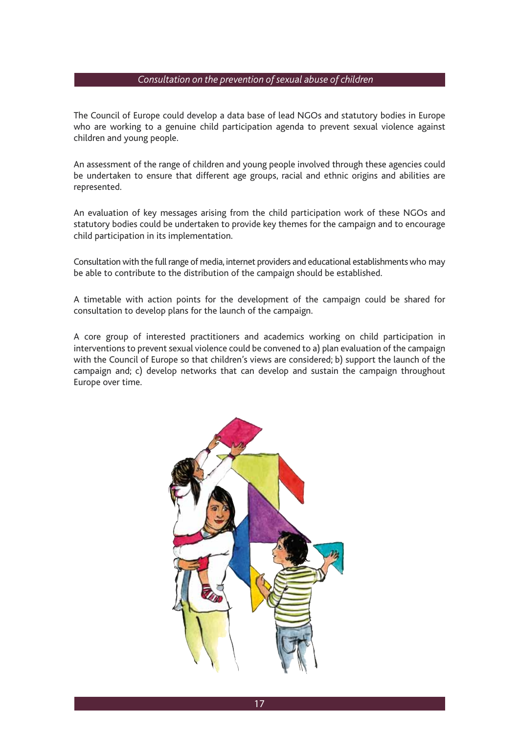The Council of Europe could develop a data base of lead NGOs and statutory bodies in Europe who are working to a genuine child participation agenda to prevent sexual violence against children and young people.

An assessment of the range of children and young people involved through these agencies could be undertaken to ensure that different age groups, racial and ethnic origins and abilities are represented.

An evaluation of key messages arising from the child participation work of these NGOs and statutory bodies could be undertaken to provide key themes for the campaign and to encourage child participation in its implementation.

Consultation with the full range of media, internet providers and educational establishments who may be able to contribute to the distribution of the campaign should be established.

A timetable with action points for the development of the campaign could be shared for consultation to develop plans for the launch of the campaign.

A core group of interested practitioners and academics working on child participation in interventions to prevent sexual violence could be convened to a) plan evaluation of the campaign with the Council of Europe so that children's views are considered; b) support the launch of the campaign and; c) develop networks that can develop and sustain the campaign throughout Europe over time.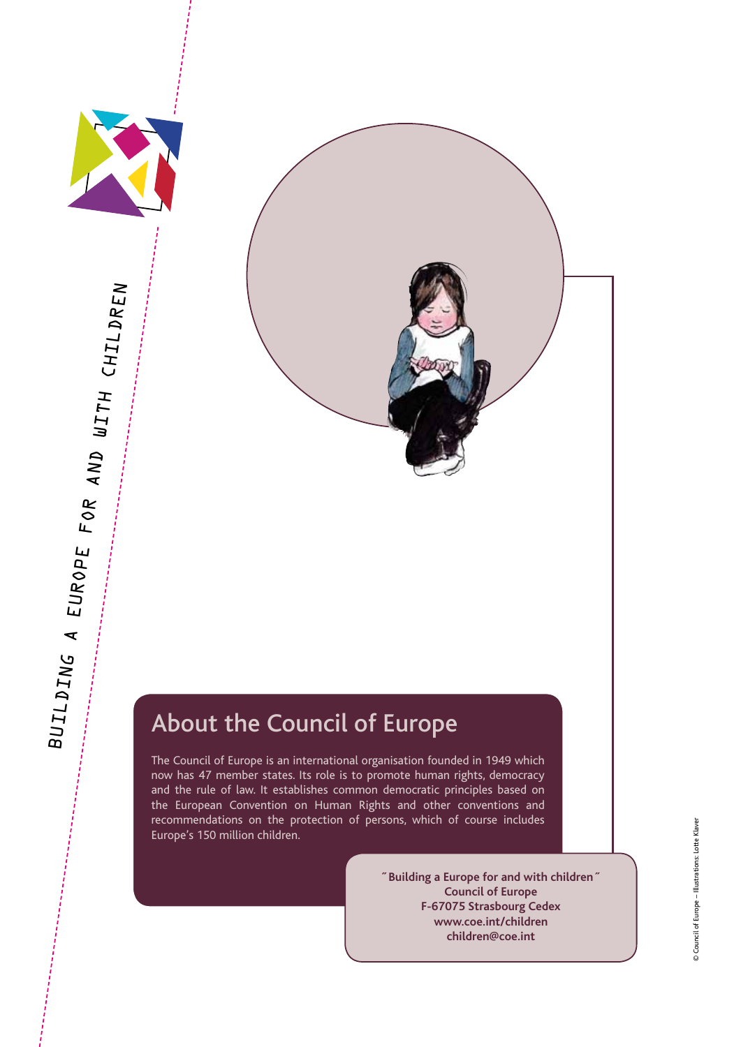BUILDING A EUROPE FOR AND WITH CHILDREN

## About the Council of Europe

The Council of Europe is an international organisation founded in 1949 which now has 47 member states. Its role is to promote human rights, democracy and the rule of law. It establishes common democratic principles based on the European Convention on Human Rights and other conventions and recommendations on the protection of persons, which of course includes Europe's 150 million children.

**"Building a Europe for and with children"**
**Council of Europe**
**F-67075 Strasbourg Cedex**
**www.coe.int/children**
**children@coe.int**

© Council of Europe – Illustrations: Lotte Klaver